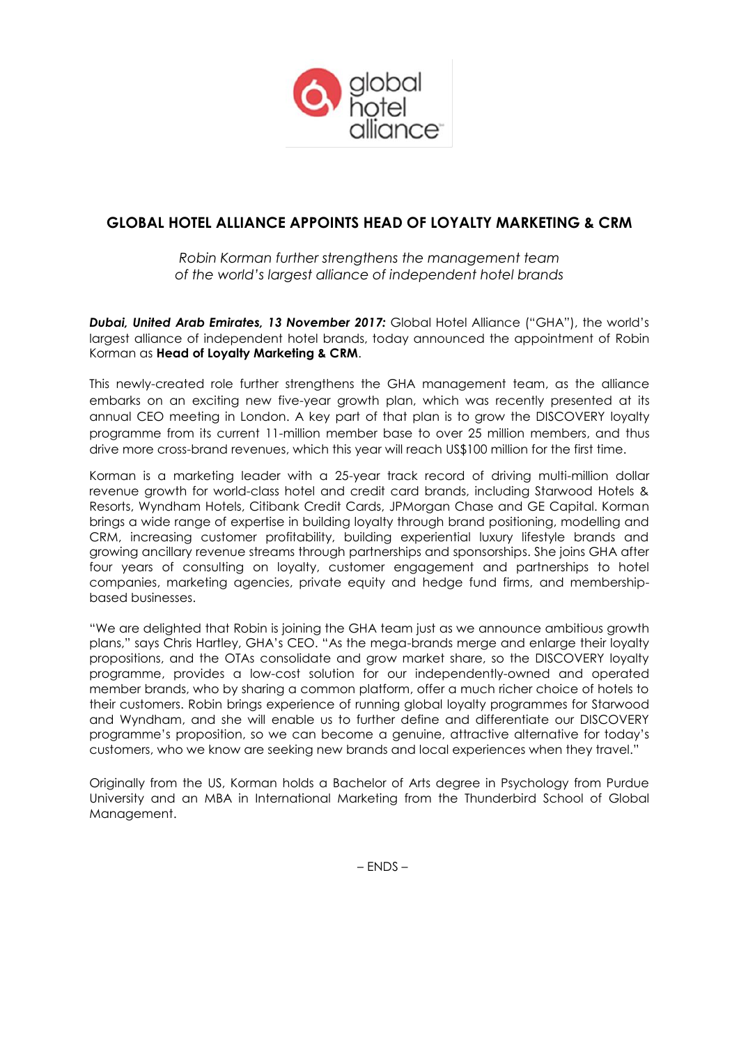# GLOBAL HOTEL ALLIANCE APPOINTS HEAD OF LOYALTY MARKETING & CRM

*Robin Korman further strengthens the management team of the world's largest alliance of independent hotel brands*

***Dubai, United Arab Emirates, 13 November 2017:*** Global Hotel Alliance ("GHA"), the world's largest alliance of independent hotel brands, today announced the appointment of Robin Korman as **Head of Loyalty Marketing & CRM**.

This newly-created role further strengthens the GHA management team, as the alliance embarks on an exciting new five-year growth plan, which was recently presented at its annual CEO meeting in London. A key part of that plan is to grow the DISCOVERY loyalty programme from its current 11-million member base to over 25 million members, and thus drive more cross-brand revenues, which this year will reach US$100 million for the first time.

Korman is a marketing leader with a 25-year track record of driving multi-million dollar revenue growth for world-class hotel and credit card brands, including Starwood Hotels & Resorts, Wyndham Hotels, Citibank Credit Cards, JPMorgan Chase and GE Capital. Korman brings a wide range of expertise in building loyalty through brand positioning, modelling and CRM, increasing customer profitability, building experiential luxury lifestyle brands and growing ancillary revenue streams through partnerships and sponsorships. She joins GHA after four years of consulting on loyalty, customer engagement and partnerships to hotel companies, marketing agencies, private equity and hedge fund firms, and membership-based businesses.

"We are delighted that Robin is joining the GHA team just as we announce ambitious growth plans," says Chris Hartley, GHA's CEO. "As the mega-brands merge and enlarge their loyalty propositions, and the OTAs consolidate and grow market share, so the DISCOVERY loyalty programme, provides a low-cost solution for our independently-owned and operated member brands, who by sharing a common platform, offer a much richer choice of hotels to their customers. Robin brings experience of running global loyalty programmes for Starwood and Wyndham, and she will enable us to further define and differentiate our DISCOVERY programme's proposition, so we can become a genuine, attractive alternative for today's customers, who we know are seeking new brands and local experiences when they travel."

Originally from the US, Korman holds a Bachelor of Arts degree in Psychology from Purdue University and an MBA in International Marketing from the Thunderbird School of Global Management.

– ENDS –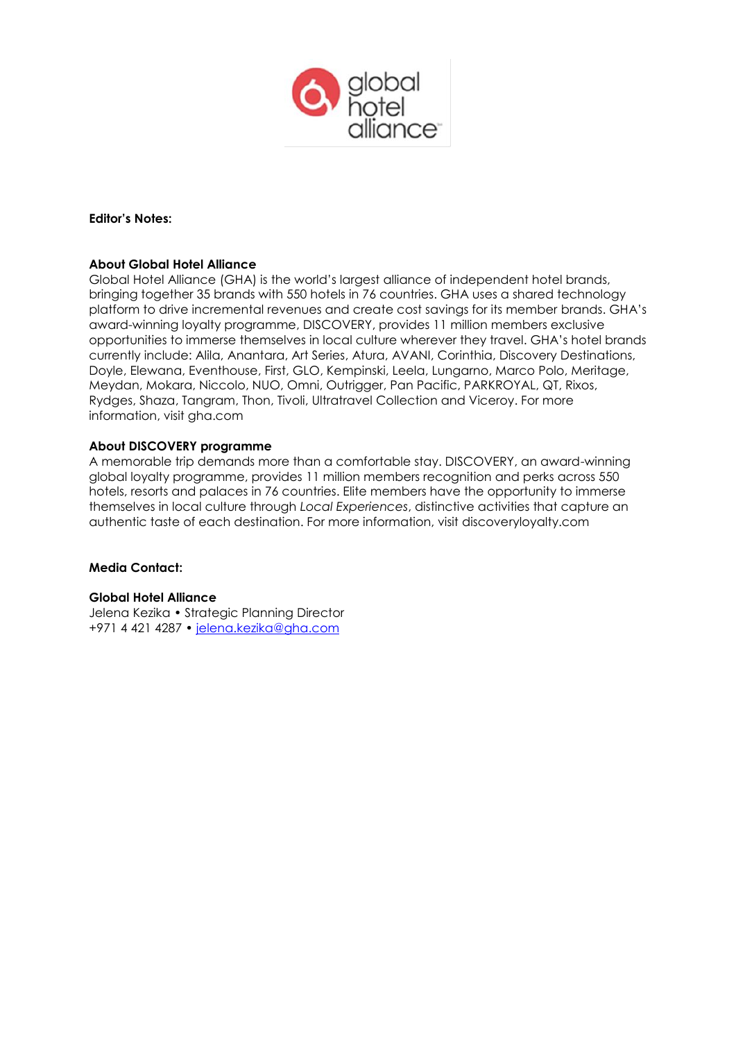**Editor's Notes:**

**About Global Hotel Alliance**

Global Hotel Alliance (GHA) is the world's largest alliance of independent hotel brands, bringing together 35 brands with 550 hotels in 76 countries. GHA uses a shared technology platform to drive incremental revenues and create cost savings for its member brands. GHA's award-winning loyalty programme, DISCOVERY, provides 11 million members exclusive opportunities to immerse themselves in local culture wherever they travel. GHA's hotel brands currently include: Alila, Anantara, Art Series, Atura, AVANI, Corinthia, Discovery Destinations, Doyle, Elewana, Eventhouse, First, GLO, Kempinski, Leela, Lungarno, Marco Polo, Meritage, Meydan, Mokara, Niccolo, NUO, Omni, Outrigger, Pan Pacific, PARKROYAL, QT, Rixos, Rydges, Shaza, Tangram, Thon, Tivoli, Ultratravel Collection and Viceroy. For more information, visit gha.com

**About DISCOVERY programme**

A memorable trip demands more than a comfortable stay. DISCOVERY, an award-winning global loyalty programme, provides 11 million members recognition and perks across 550 hotels, resorts and palaces in 76 countries. Elite members have the opportunity to immerse themselves in local culture through *Local Experiences*, distinctive activities that capture an authentic taste of each destination. For more information, visit discoveryloyalty.com

**Media Contact:**

**Global Hotel Alliance**

Jelena Kezika • Strategic Planning Director

+971 4 421 4287 • jelena.kezika@gha.com